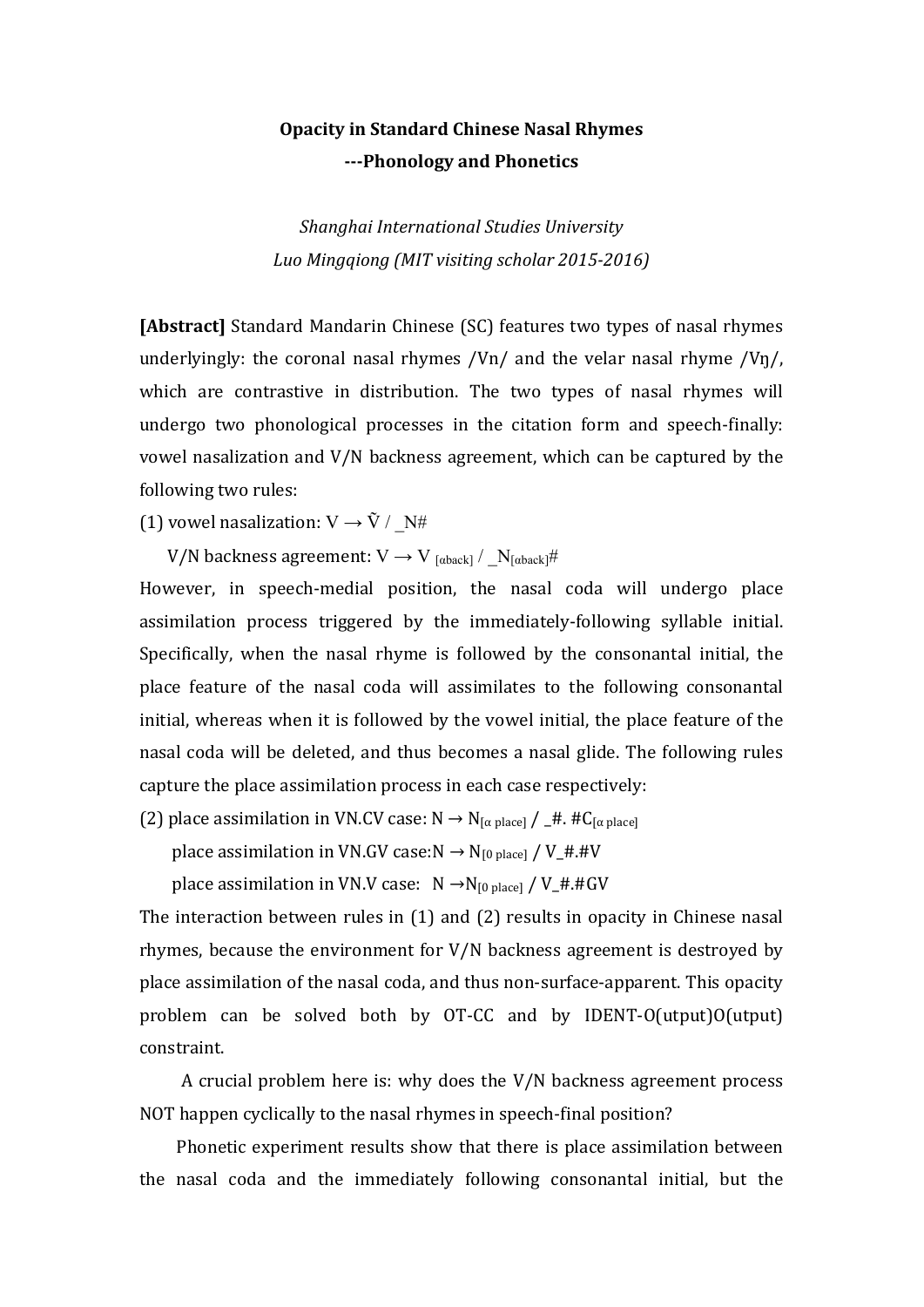**Opacity in Standard Chinese Nasal Rhymes**
**---Phonology and Phonetics**

*Shanghai International Studies University*
*Luo Mingqiong (MIT visiting scholar 2015-2016)*

**[Abstract]** Standard Mandarin Chinese (SC) features two types of nasal rhymes underlyingly: the coronal nasal rhymes /Vn/ and the velar nasal rhyme /Vŋ/, which are contrastive in distribution. The two types of nasal rhymes will undergo two phonological processes in the citation form and speech-finally: vowel nasalization and V/N backness agreement, which can be captured by the following two rules:

(1) vowel nasalization: $V \rightarrow \tilde{V}$ / _N#

V/N backness agreement: $V \rightarrow V_{[\alpha back]}$ / $\_N_{[\alpha back]}\#$

However, in speech-medial position, the nasal coda will undergo place assimilation process triggered by the immediately-following syllable initial. Specifically, when the nasal rhyme is followed by the consonantal initial, the place feature of the nasal coda will assimilates to the following consonantal initial, whereas when it is followed by the vowel initial, the place feature of the nasal coda will be deleted, and thus becomes a nasal glide. The following rules capture the place assimilation process in each case respectively:

(2) place assimilation in VN.CV case: $N \rightarrow N_{[\alpha\ place]}$ / _#. $\#C_{[\alpha\ place]}$

place assimilation in VN.GV case: $N \rightarrow N_{[0\ place]}$ / V_#.#V

place assimilation in VN.V case: $N \rightarrow N_{[0\ place]}$ / V_#.#GV

The interaction between rules in (1) and (2) results in opacity in Chinese nasal rhymes, because the environment for V/N backness agreement is destroyed by place assimilation of the nasal coda, and thus non-surface-apparent. This opacity problem can be solved both by OT-CC and by IDENT-O(utput)O(utput) constraint.

A crucial problem here is: why does the V/N backness agreement process NOT happen cyclically to the nasal rhymes in speech-final position?

Phonetic experiment results show that there is place assimilation between the nasal coda and the immediately following consonantal initial, but the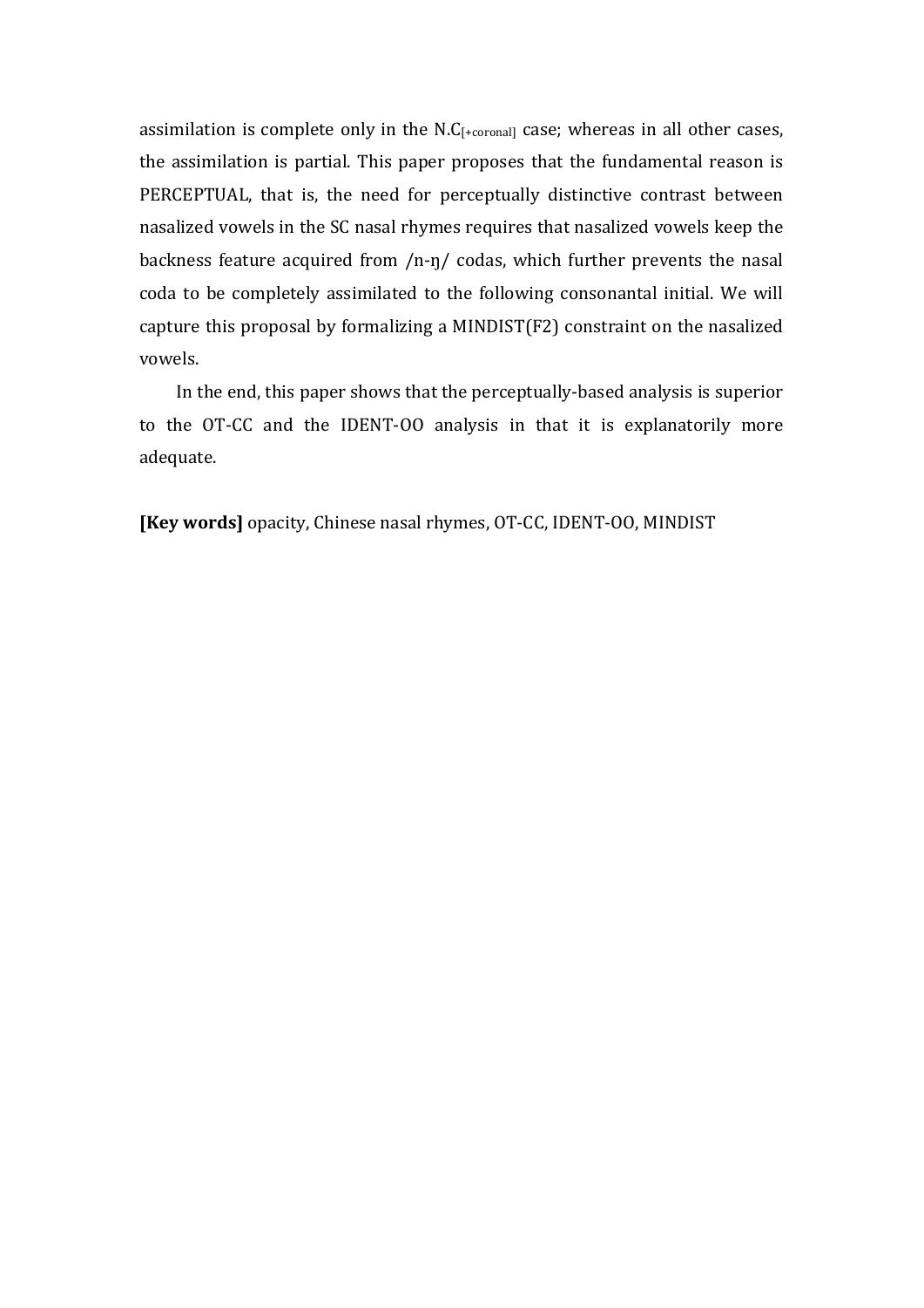assimilation is complete only in the $N.C_{[+coronal]}$ case; whereas in all other cases, the assimilation is partial. This paper proposes that the fundamental reason is PERCEPTUAL, that is, the need for perceptually distinctive contrast between nasalized vowels in the SC nasal rhymes requires that nasalized vowels keep the backness feature acquired from /n-ŋ/ codas, which further prevents the nasal coda to be completely assimilated to the following consonantal initial. We will capture this proposal by formalizing a MINDIST(F2) constraint on the nasalized vowels.

In the end, this paper shows that the perceptually-based analysis is superior to the OT-CC and the IDENT-OO analysis in that it is explanatorily more adequate.

**[Key words]** opacity, Chinese nasal rhymes, OT-CC, IDENT-OO, MINDIST